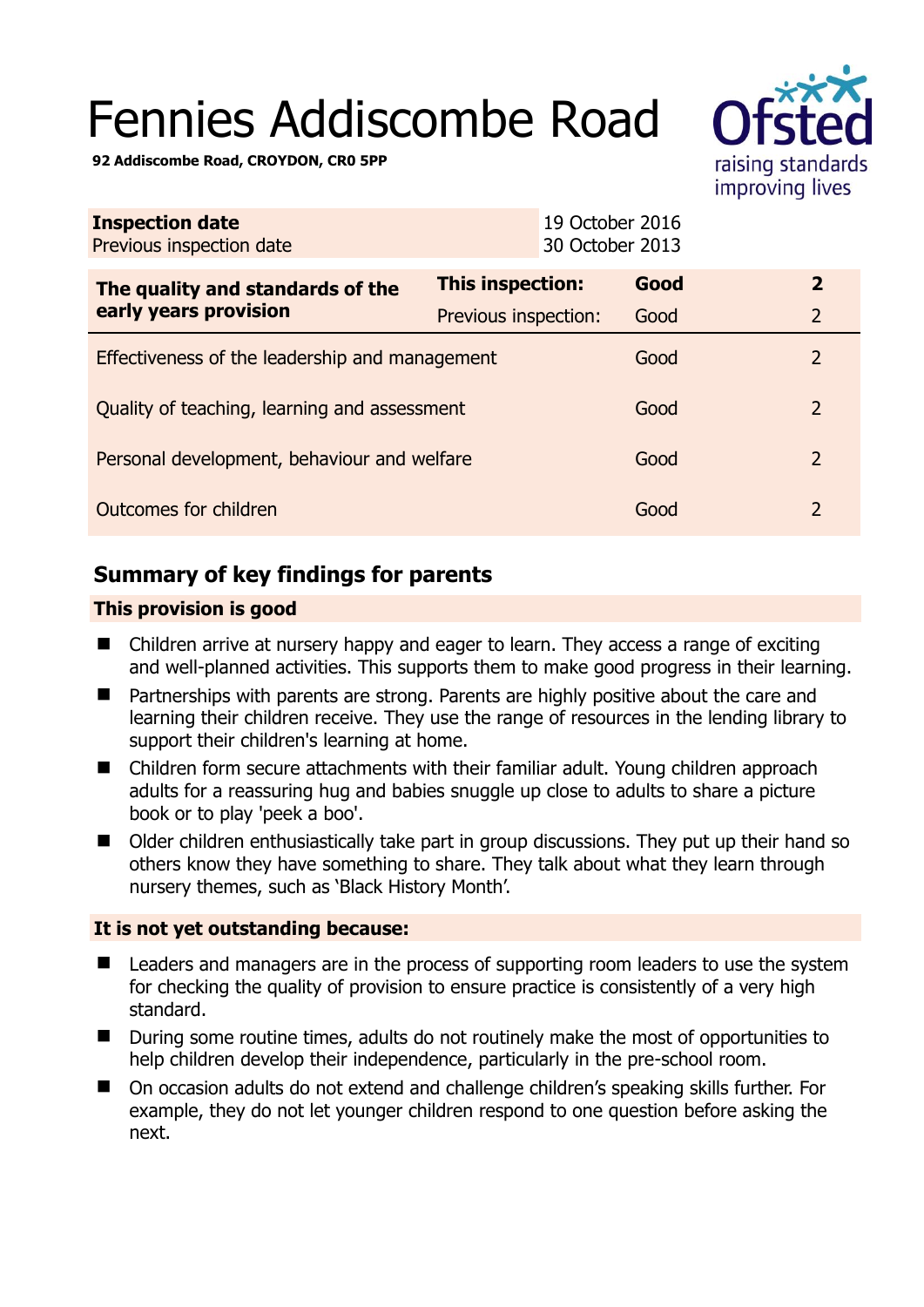# Fennies Addiscombe Road

**92 Addiscombe Road, CROYDON, CR0 5PP**

| **Inspection date** | 19 October 2016 |
|---|---|
| Previous inspection date | 30 October 2013 |

| **The quality and standards of the early years provision** | **This inspection:** | **Good** | **2** |
|---|---|---|---|
| | Previous inspection: | Good | 2 |
| Effectiveness of the leadership and management | | Good | 2 |
| Quality of teaching, learning and assessment | | Good | 2 |
| Personal development, behaviour and welfare | | Good | 2 |
| Outcomes for children | | Good | 2 |

## Summary of key findings for parents

### This provision is good

- Children arrive at nursery happy and eager to learn. They access a range of exciting and well-planned activities. This supports them to make good progress in their learning.
- Partnerships with parents are strong. Parents are highly positive about the care and learning their children receive. They use the range of resources in the lending library to support their children's learning at home.
- Children form secure attachments with their familiar adult. Young children approach adults for a reassuring hug and babies snuggle up close to adults to share a picture book or to play 'peek a boo'.
- Older children enthusiastically take part in group discussions. They put up their hand so others know they have something to share. They talk about what they learn through nursery themes, such as 'Black History Month'.

### It is not yet outstanding because:

- Leaders and managers are in the process of supporting room leaders to use the system for checking the quality of provision to ensure practice is consistently of a very high standard.
- During some routine times, adults do not routinely make the most of opportunities to help children develop their independence, particularly in the pre-school room.
- On occasion adults do not extend and challenge children's speaking skills further. For example, they do not let younger children respond to one question before asking the next.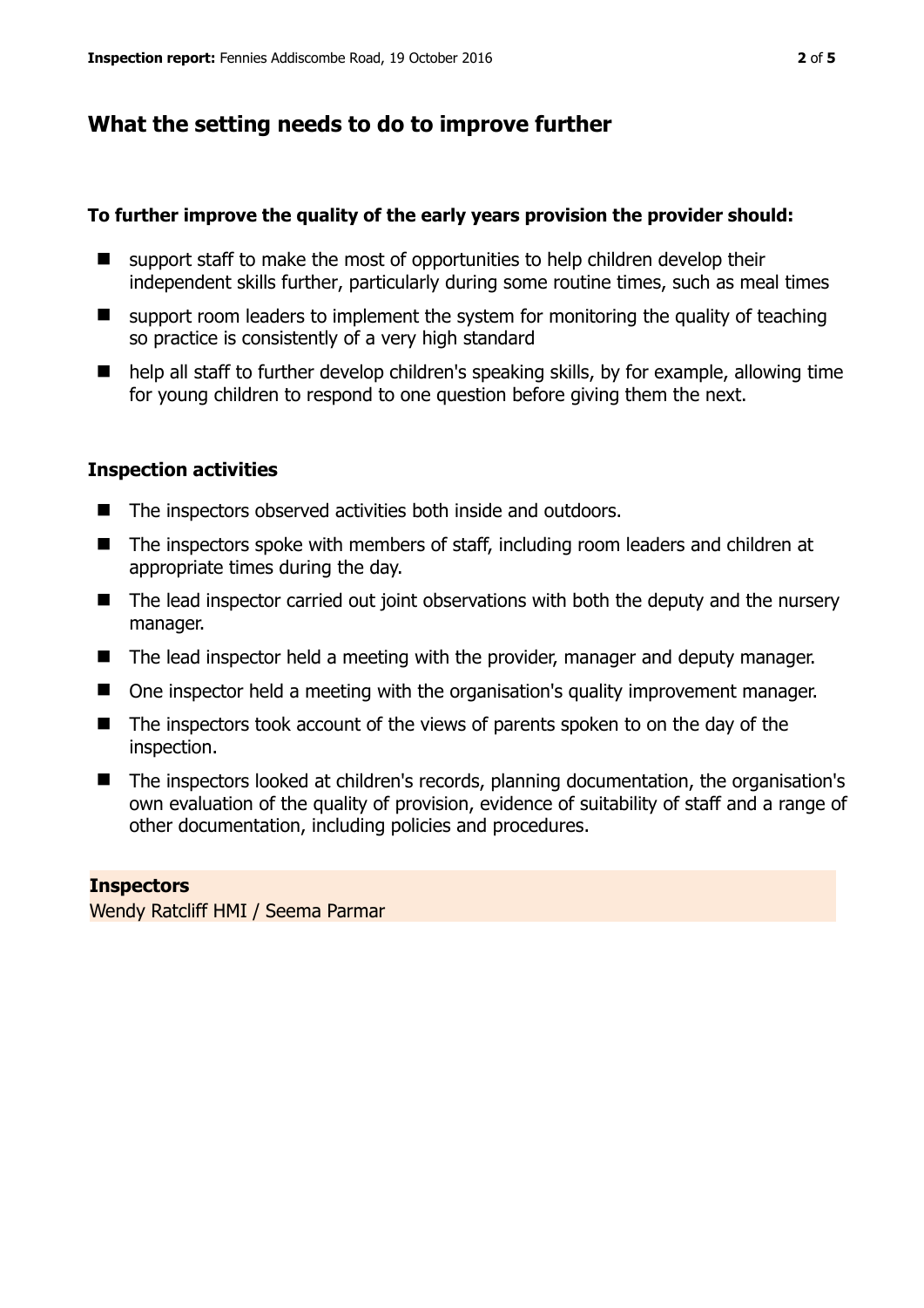## What the setting needs to do to improve further

**To further improve the quality of the early years provision the provider should:**

- support staff to make the most of opportunities to help children develop their independent skills further, particularly during some routine times, such as meal times
- support room leaders to implement the system for monitoring the quality of teaching so practice is consistently of a very high standard
- help all staff to further develop children's speaking skills, by for example, allowing time for young children to respond to one question before giving them the next.

### Inspection activities

- The inspectors observed activities both inside and outdoors.
- The inspectors spoke with members of staff, including room leaders and children at appropriate times during the day.
- The lead inspector carried out joint observations with both the deputy and the nursery manager.
- The lead inspector held a meeting with the provider, manager and deputy manager.
- One inspector held a meeting with the organisation's quality improvement manager.
- The inspectors took account of the views of parents spoken to on the day of the inspection.
- The inspectors looked at children's records, planning documentation, the organisation's own evaluation of the quality of provision, evidence of suitability of staff and a range of other documentation, including policies and procedures.

**Inspectors**
Wendy Ratcliff HMI / Seema Parmar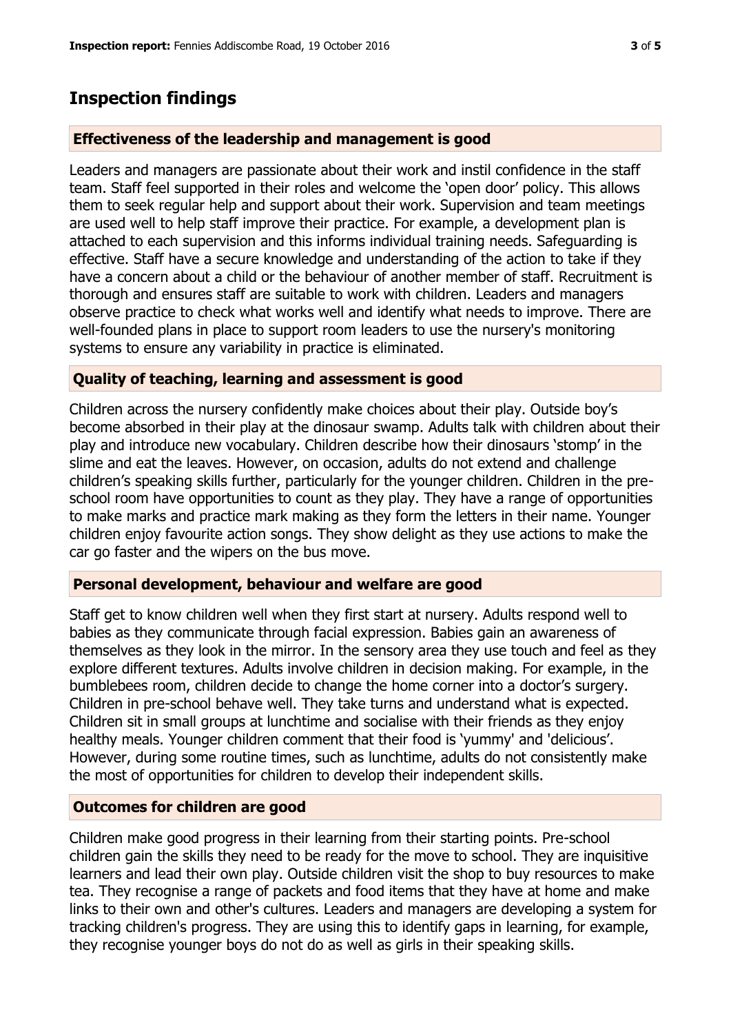## Inspection findings

### Effectiveness of the leadership and management is good

Leaders and managers are passionate about their work and instil confidence in the staff team. Staff feel supported in their roles and welcome the 'open door' policy. This allows them to seek regular help and support about their work. Supervision and team meetings are used well to help staff improve their practice. For example, a development plan is attached to each supervision and this informs individual training needs. Safeguarding is effective. Staff have a secure knowledge and understanding of the action to take if they have a concern about a child or the behaviour of another member of staff. Recruitment is thorough and ensures staff are suitable to work with children. Leaders and managers observe practice to check what works well and identify what needs to improve. There are well-founded plans in place to support room leaders to use the nursery's monitoring systems to ensure any variability in practice is eliminated.

### Quality of teaching, learning and assessment is good

Children across the nursery confidently make choices about their play. Outside boy's become absorbed in their play at the dinosaur swamp. Adults talk with children about their play and introduce new vocabulary. Children describe how their dinosaurs 'stomp' in the slime and eat the leaves. However, on occasion, adults do not extend and challenge children's speaking skills further, particularly for the younger children. Children in the pre-school room have opportunities to count as they play. They have a range of opportunities to make marks and practice mark making as they form the letters in their name. Younger children enjoy favourite action songs. They show delight as they use actions to make the car go faster and the wipers on the bus move.

### Personal development, behaviour and welfare are good

Staff get to know children well when they first start at nursery. Adults respond well to babies as they communicate through facial expression. Babies gain an awareness of themselves as they look in the mirror. In the sensory area they use touch and feel as they explore different textures. Adults involve children in decision making. For example, in the bumblebees room, children decide to change the home corner into a doctor's surgery. Children in pre-school behave well. They take turns and understand what is expected. Children sit in small groups at lunchtime and socialise with their friends as they enjoy healthy meals. Younger children comment that their food is 'yummy' and 'delicious'. However, during some routine times, such as lunchtime, adults do not consistently make the most of opportunities for children to develop their independent skills.

### Outcomes for children are good

Children make good progress in their learning from their starting points. Pre-school children gain the skills they need to be ready for the move to school. They are inquisitive learners and lead their own play. Outside children visit the shop to buy resources to make tea. They recognise a range of packets and food items that they have at home and make links to their own and other's cultures. Leaders and managers are developing a system for tracking children's progress. They are using this to identify gaps in learning, for example, they recognise younger boys do not do as well as girls in their speaking skills.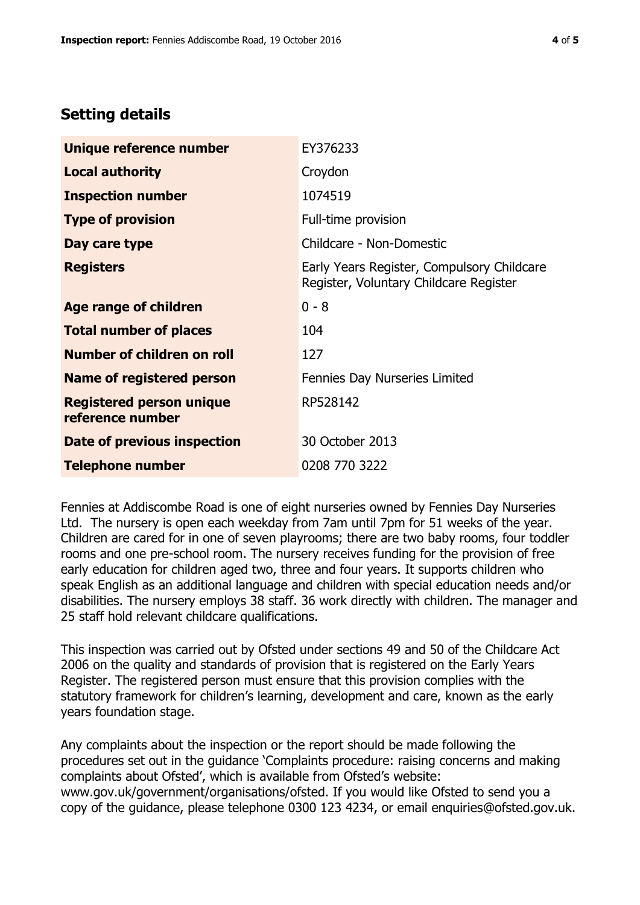## Setting details

| | |
|---|---|
| **Unique reference number** | EY376233 |
| **Local authority** | Croydon |
| **Inspection number** | 1074519 |
| **Type of provision** | Full-time provision |
| **Day care type** | Childcare - Non-Domestic |
| **Registers** | Early Years Register, Compulsory Childcare Register, Voluntary Childcare Register |
| **Age range of children** | 0 - 8 |
| **Total number of places** | 104 |
| **Number of children on roll** | 127 |
| **Name of registered person** | Fennies Day Nurseries Limited |
| **Registered person unique reference number** | RP528142 |
| **Date of previous inspection** | 30 October 2013 |
| **Telephone number** | 0208 770 3222 |

Fennies at Addiscombe Road is one of eight nurseries owned by Fennies Day Nurseries Ltd. The nursery is open each weekday from 7am until 7pm for 51 weeks of the year. Children are cared for in one of seven playrooms; there are two baby rooms, four toddler rooms and one pre-school room. The nursery receives funding for the provision of free early education for children aged two, three and four years. It supports children who speak English as an additional language and children with special education needs and/or disabilities. The nursery employs 38 staff. 36 work directly with children. The manager and 25 staff hold relevant childcare qualifications.

This inspection was carried out by Ofsted under sections 49 and 50 of the Childcare Act 2006 on the quality and standards of provision that is registered on the Early Years Register. The registered person must ensure that this provision complies with the statutory framework for children's learning, development and care, known as the early years foundation stage.

Any complaints about the inspection or the report should be made following the procedures set out in the guidance 'Complaints procedure: raising concerns and making complaints about Ofsted', which is available from Ofsted's website: www.gov.uk/government/organisations/ofsted. If you would like Ofsted to send you a copy of the guidance, please telephone 0300 123 4234, or email enquiries@ofsted.gov.uk.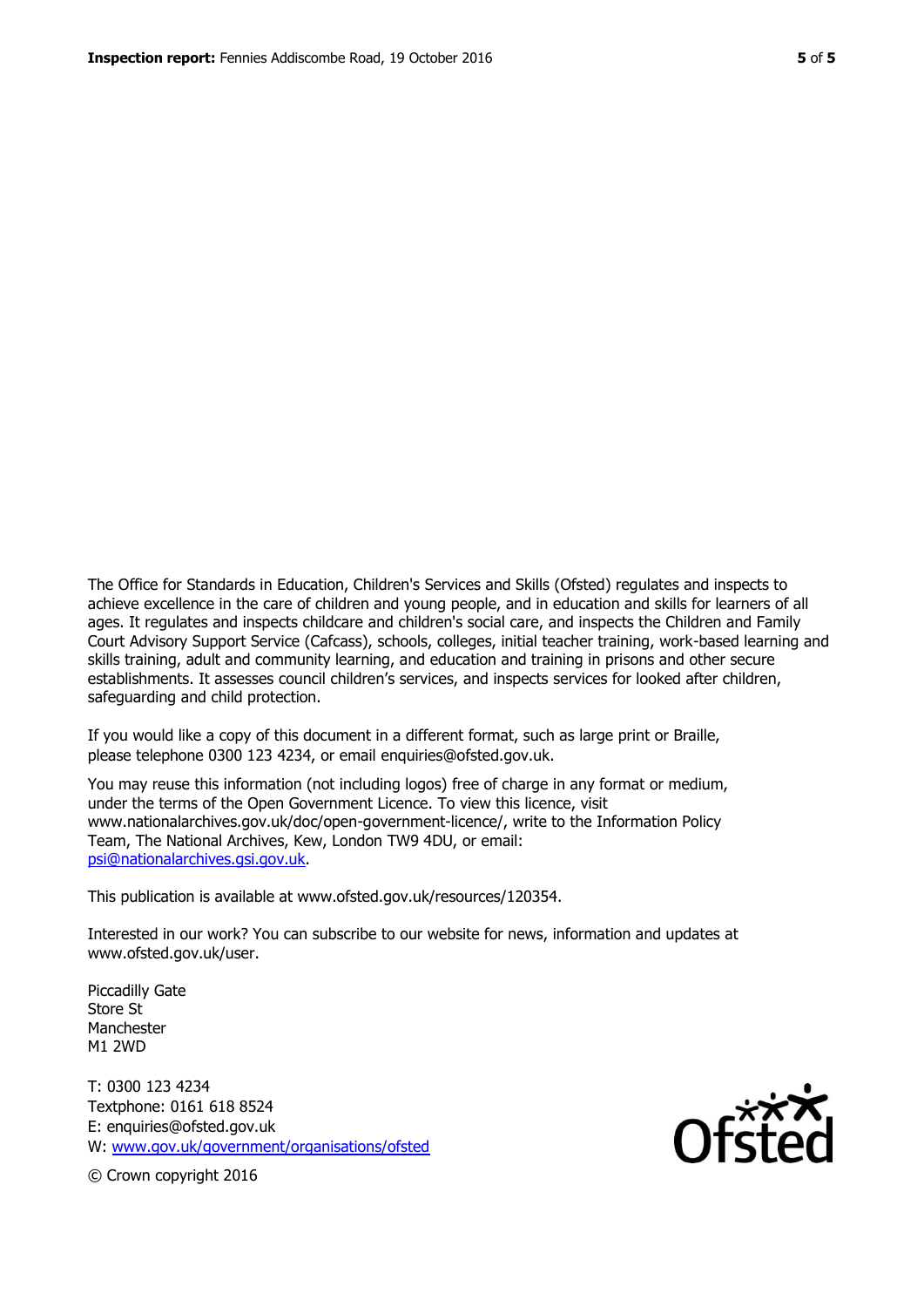The Office for Standards in Education, Children's Services and Skills (Ofsted) regulates and inspects to achieve excellence in the care of children and young people, and in education and skills for learners of all ages. It regulates and inspects childcare and children's social care, and inspects the Children and Family Court Advisory Support Service (Cafcass), schools, colleges, initial teacher training, work-based learning and skills training, adult and community learning, and education and training in prisons and other secure establishments. It assesses council children's services, and inspects services for looked after children, safeguarding and child protection.

If you would like a copy of this document in a different format, such as large print or Braille, please telephone 0300 123 4234, or email enquiries@ofsted.gov.uk.

You may reuse this information (not including logos) free of charge in any format or medium, under the terms of the Open Government Licence. To view this licence, visit www.nationalarchives.gov.uk/doc/open-government-licence/, write to the Information Policy Team, The National Archives, Kew, London TW9 4DU, or email: psi@nationalarchives.gsi.gov.uk.

This publication is available at www.ofsted.gov.uk/resources/120354.

Interested in our work? You can subscribe to our website for news, information and updates at www.ofsted.gov.uk/user.

Piccadilly Gate
Store St
Manchester
M1 2WD

T: 0300 123 4234
Textphone: 0161 618 8524
E: enquiries@ofsted.gov.uk
W: www.gov.uk/government/organisations/ofsted

© Crown copyright 2016

Ofsted